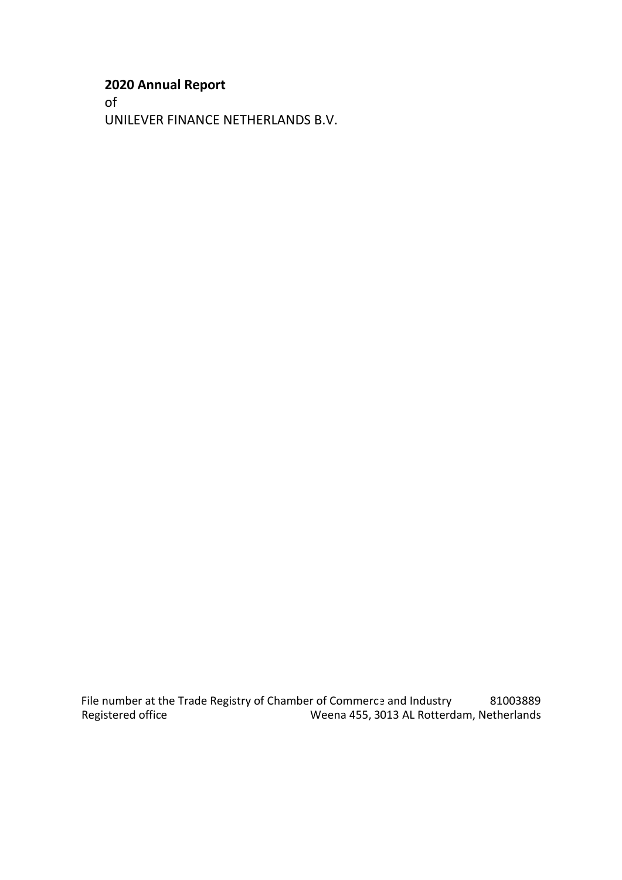**2020 Annual Report**

of

UNILEVER FINANCE NETHERLANDS B.V.

File number at the Trade Registry of Chamber of Commerce and Industry 81003889

Registered office Weena 455, 3013 AL Rotterdam, Netherlands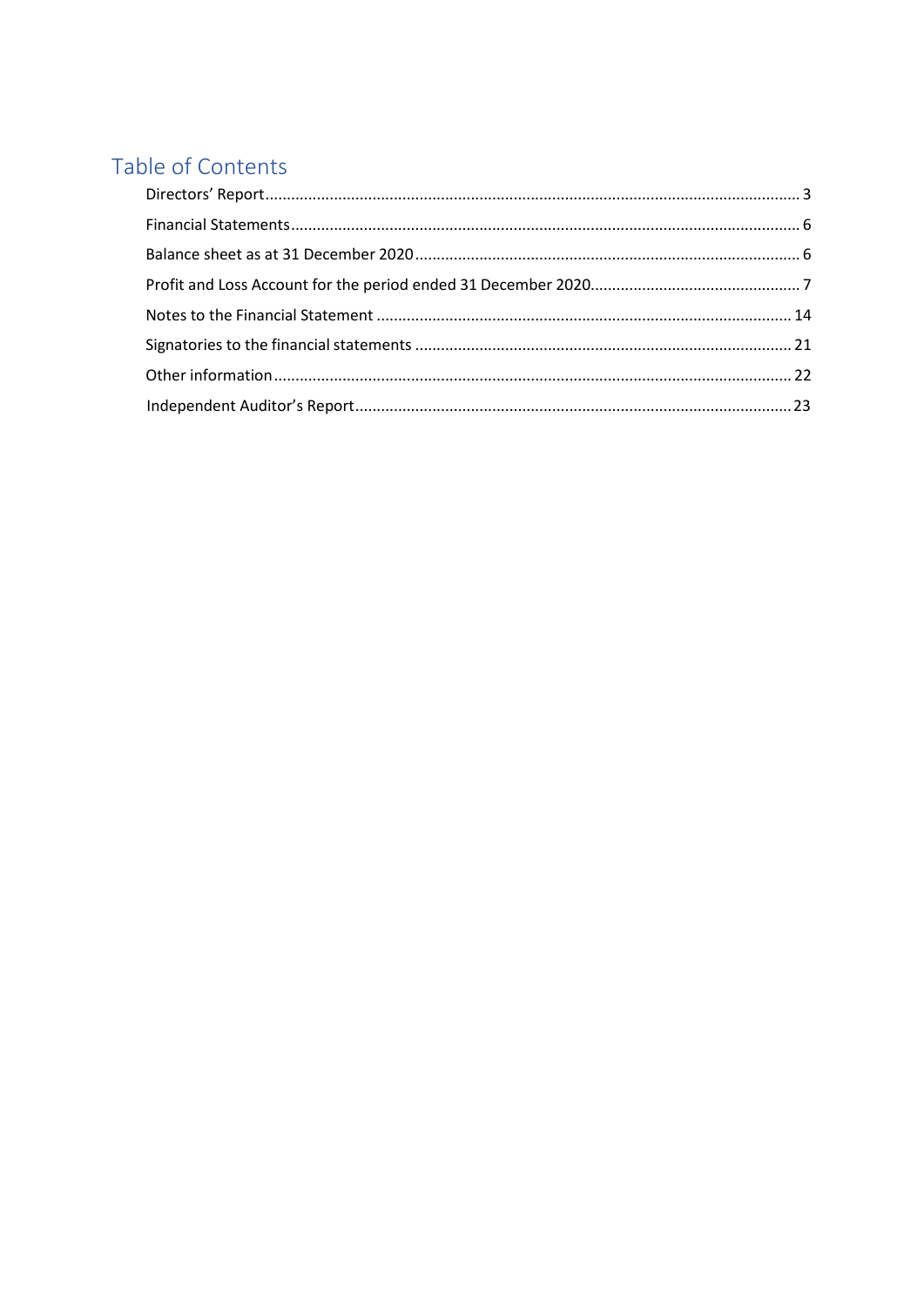# Table of Contents

Directors' Report........................................................................................................................ 3

Financial Statements.................................................................................................................. 6

Balance sheet as at 31 December 2020...................................................................................... 6

Profit and Loss Account for the period ended 31 December 2020............................................... 7

Notes to the Financial Statement ............................................................................................... 14

Signatories to the financial statements ...................................................................................... 21

Other information....................................................................................................................... 22

Independent Auditor's Report.................................................................................................... 23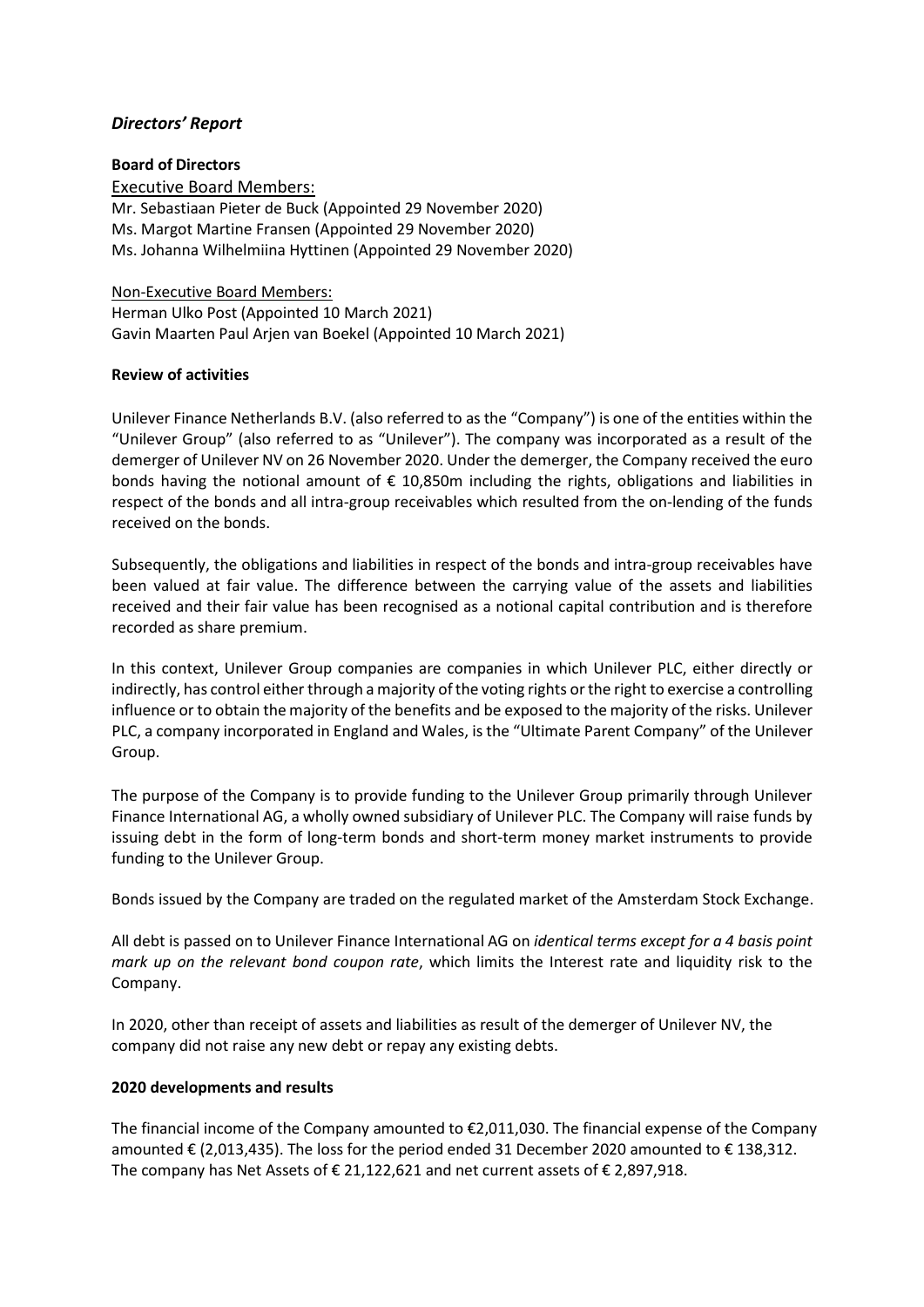# *Directors' Report*

**Board of Directors**

Executive Board Members:

Mr. Sebastiaan Pieter de Buck (Appointed 29 November 2020)
Ms. Margot Martine Fransen (Appointed 29 November 2020)
Ms. Johanna Wilhelmiina Hyttinen (Appointed 29 November 2020)

Non-Executive Board Members:

Herman Ulko Post (Appointed 10 March 2021)
Gavin Maarten Paul Arjen van Boekel (Appointed 10 March 2021)

**Review of activities**

Unilever Finance Netherlands B.V. (also referred to as the "Company") is one of the entities within the "Unilever Group" (also referred to as "Unilever"). The company was incorporated as a result of the demerger of Unilever NV on 26 November 2020. Under the demerger, the Company received the euro bonds having the notional amount of € 10,850m including the rights, obligations and liabilities in respect of the bonds and all intra-group receivables which resulted from the on-lending of the funds received on the bonds.

Subsequently, the obligations and liabilities in respect of the bonds and intra-group receivables have been valued at fair value. The difference between the carrying value of the assets and liabilities received and their fair value has been recognised as a notional capital contribution and is therefore recorded as share premium.

In this context, Unilever Group companies are companies in which Unilever PLC, either directly or indirectly, has control either through a majority of the voting rights or the right to exercise a controlling influence or to obtain the majority of the benefits and be exposed to the majority of the risks. Unilever PLC, a company incorporated in England and Wales, is the "Ultimate Parent Company" of the Unilever Group.

The purpose of the Company is to provide funding to the Unilever Group primarily through Unilever Finance International AG, a wholly owned subsidiary of Unilever PLC. The Company will raise funds by issuing debt in the form of long-term bonds and short-term money market instruments to provide funding to the Unilever Group.

Bonds issued by the Company are traded on the regulated market of the Amsterdam Stock Exchange.

All debt is passed on to Unilever Finance International AG on *identical terms except for a 4 basis point mark up on the relevant bond coupon rate*, which limits the Interest rate and liquidity risk to the Company.

In 2020, other than receipt of assets and liabilities as result of the demerger of Unilever NV, the company did not raise any new debt or repay any existing debts.

**2020 developments and results**

The financial income of the Company amounted to €2,011,030. The financial expense of the Company amounted € (2,013,435). The loss for the period ended 31 December 2020 amounted to € 138,312. The company has Net Assets of € 21,122,621 and net current assets of € 2,897,918.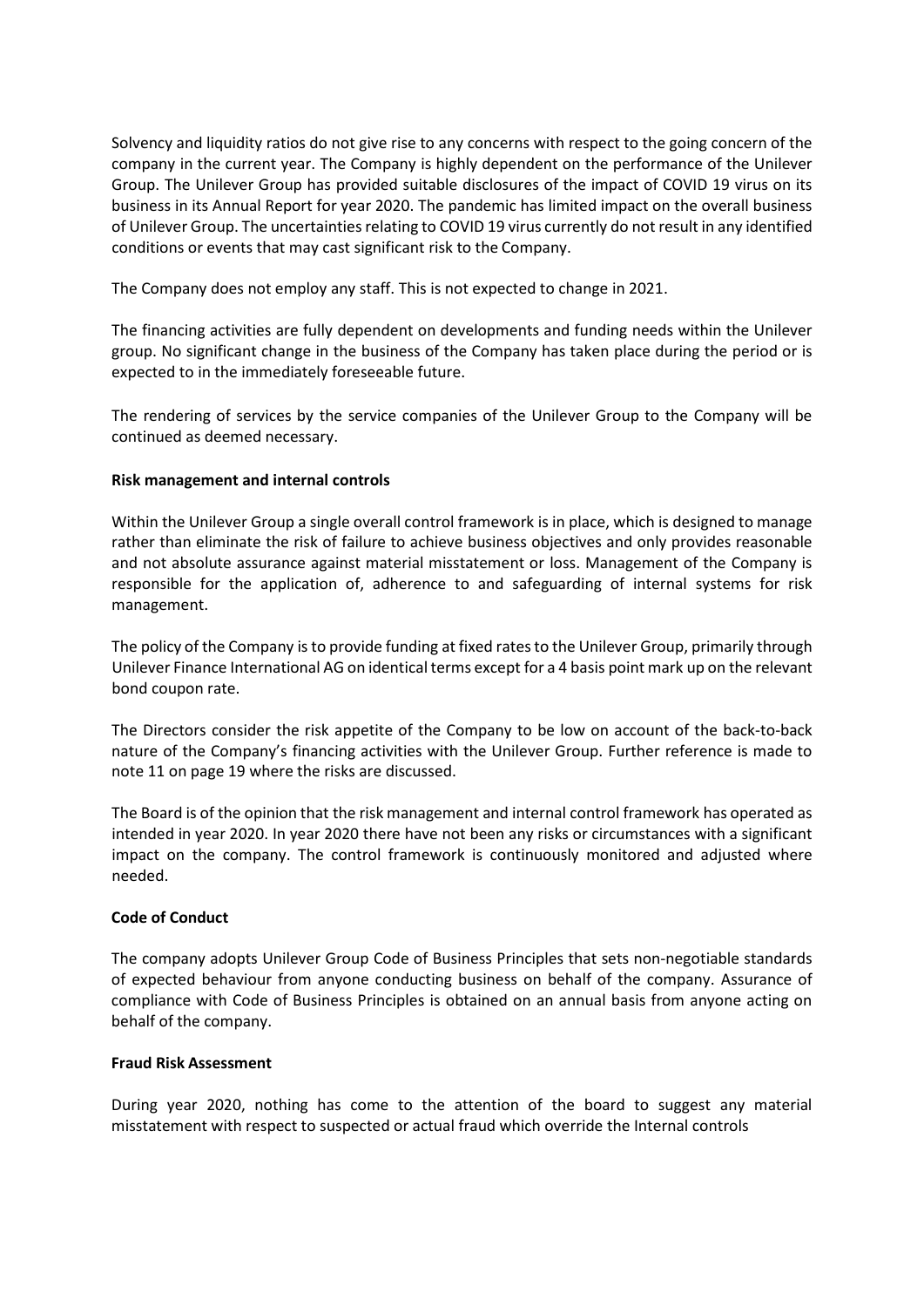Solvency and liquidity ratios do not give rise to any concerns with respect to the going concern of the company in the current year. The Company is highly dependent on the performance of the Unilever Group. The Unilever Group has provided suitable disclosures of the impact of COVID 19 virus on its business in its Annual Report for year 2020. The pandemic has limited impact on the overall business of Unilever Group. The uncertainties relating to COVID 19 virus currently do not result in any identified conditions or events that may cast significant risk to the Company.

The Company does not employ any staff. This is not expected to change in 2021.

The financing activities are fully dependent on developments and funding needs within the Unilever group. No significant change in the business of the Company has taken place during the period or is expected to in the immediately foreseeable future.

The rendering of services by the service companies of the Unilever Group to the Company will be continued as deemed necessary.

**Risk management and internal controls**

Within the Unilever Group a single overall control framework is in place, which is designed to manage rather than eliminate the risk of failure to achieve business objectives and only provides reasonable and not absolute assurance against material misstatement or loss. Management of the Company is responsible for the application of, adherence to and safeguarding of internal systems for risk management.

The policy of the Company is to provide funding at fixed rates to the Unilever Group, primarily through Unilever Finance International AG on identical terms except for a 4 basis point mark up on the relevant bond coupon rate.

The Directors consider the risk appetite of the Company to be low on account of the back-to-back nature of the Company's financing activities with the Unilever Group. Further reference is made to note 11 on page 19 where the risks are discussed.

The Board is of the opinion that the risk management and internal control framework has operated as intended in year 2020. In year 2020 there have not been any risks or circumstances with a significant impact on the company. The control framework is continuously monitored and adjusted where needed.

**Code of Conduct**

The company adopts Unilever Group Code of Business Principles that sets non-negotiable standards of expected behaviour from anyone conducting business on behalf of the company. Assurance of compliance with Code of Business Principles is obtained on an annual basis from anyone acting on behalf of the company.

**Fraud Risk Assessment**

During year 2020, nothing has come to the attention of the board to suggest any material misstatement with respect to suspected or actual fraud which override the Internal controls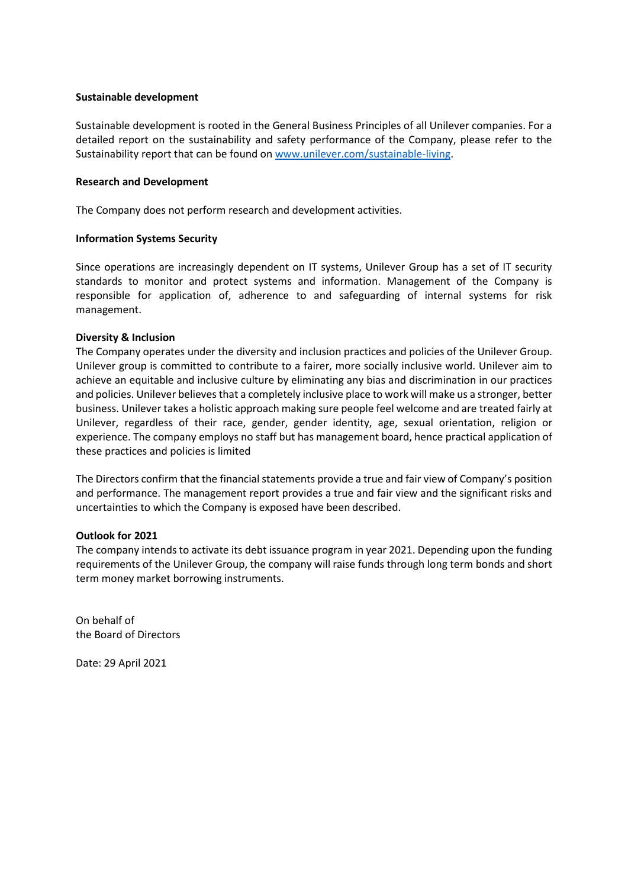**Sustainable development**

Sustainable development is rooted in the General Business Principles of all Unilever companies. For a detailed report on the sustainability and safety performance of the Company, please refer to the Sustainability report that can be found on [www.unilever.com/sustainable-living](www.unilever.com/sustainable-living).

**Research and Development**

The Company does not perform research and development activities.

**Information Systems Security**

Since operations are increasingly dependent on IT systems, Unilever Group has a set of IT security standards to monitor and protect systems and information. Management of the Company is responsible for application of, adherence to and safeguarding of internal systems for risk management.

**Diversity & Inclusion**

The Company operates under the diversity and inclusion practices and policies of the Unilever Group. Unilever group is committed to contribute to a fairer, more socially inclusive world. Unilever aim to achieve an equitable and inclusive culture by eliminating any bias and discrimination in our practices and policies. Unilever believes that a completely inclusive place to work will make us a stronger, better business. Unilever takes a holistic approach making sure people feel welcome and are treated fairly at Unilever, regardless of their race, gender, gender identity, age, sexual orientation, religion or experience. The company employs no staff but has management board, hence practical application of these practices and policies is limited

The Directors confirm that the financial statements provide a true and fair view of Company's position and performance. The management report provides a true and fair view and the significant risks and uncertainties to which the Company is exposed have been described.

**Outlook for 2021**

The company intends to activate its debt issuance program in year 2021. Depending upon the funding requirements of the Unilever Group, the company will raise funds through long term bonds and short term money market borrowing instruments.

On behalf of
the Board of Directors

Date: 29 April 2021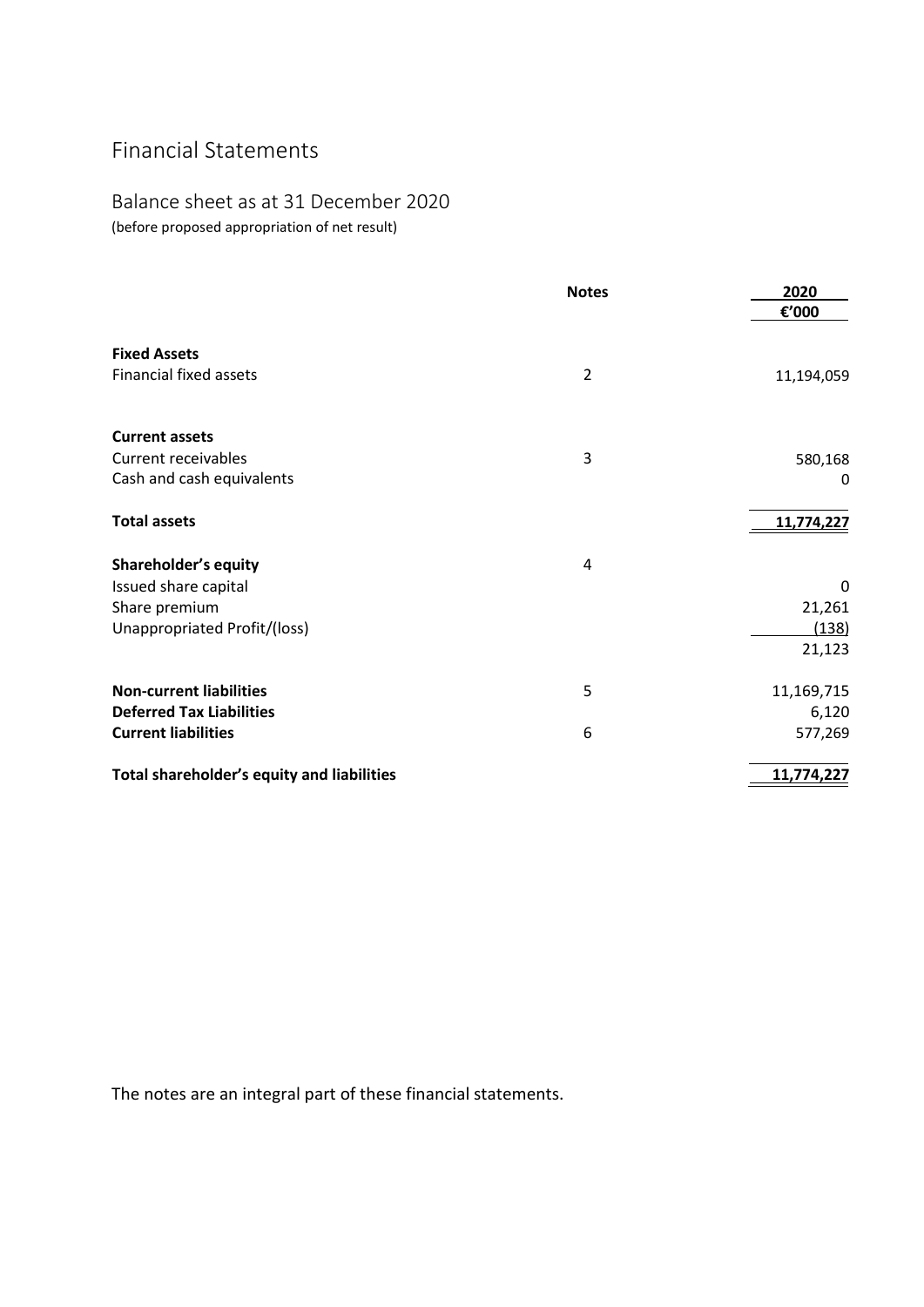# Financial Statements

## Balance sheet as at 31 December 2020

(before proposed appropriation of net result)

| | Notes | 2020 |
|---|---|---|
| | | €'000 |
| **Fixed Assets** | | |
| Financial fixed assets | 2 | 11,194,059 |
| | | |
| **Current assets** | | |
| Current receivables | 3 | 580,168 |
| Cash and cash equivalents | | 0 |
| **Total assets** | | 11,774,227 |
| **Shareholder's equity** | 4 | |
| Issued share capital | | 0 |
| Share premium | | 21,261 |
| Unappropriated Profit/(loss) | | (138) |
| | | 21,123 |
| **Non-current liabilities** | 5 | 11,169,715 |
| **Deferred Tax Liabilities** | | 6,120 |
| **Current liabilities** | 6 | 577,269 |
| **Total shareholder's equity and liabilities** | | 11,774,227 |

The notes are an integral part of these financial statements.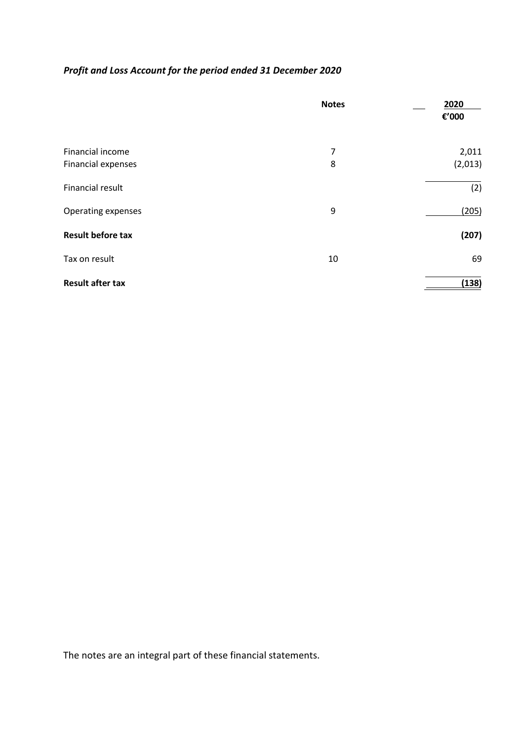***Profit and Loss Account for the period ended 31 December 2020***

| | Notes | 2020 |
|---|---|---|
| | | €'000 |
| Financial income | 7 | 2,011 |
| Financial expenses | 8 | (2,013) |
| Financial result | | (2) |
| Operating expenses | 9 | (205) |
| **Result before tax** | | **(207)** |
| Tax on result | 10 | 69 |
| **Result after tax** | | **(138)** |

The notes are an integral part of these financial statements.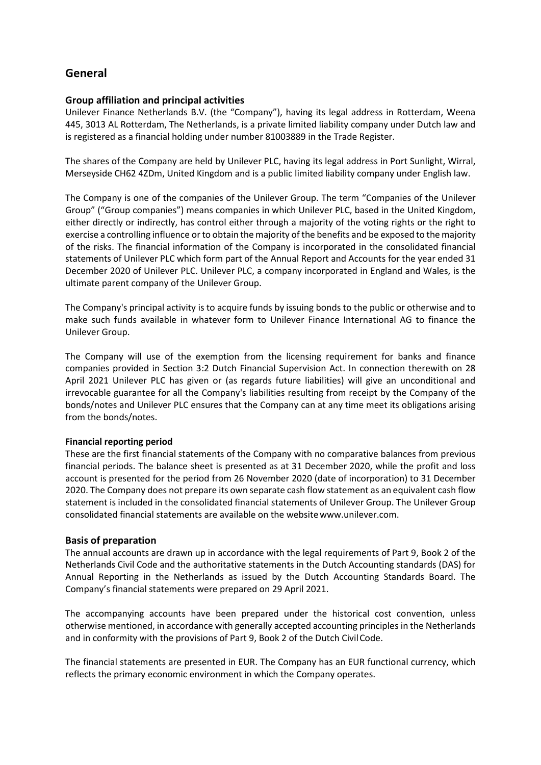# General

## Group affiliation and principal activities

Unilever Finance Netherlands B.V. (the "Company"), having its legal address in Rotterdam, Weena 445, 3013 AL Rotterdam, The Netherlands, is a private limited liability company under Dutch law and is registered as a financial holding under number 81003889 in the Trade Register.

The shares of the Company are held by Unilever PLC, having its legal address in Port Sunlight, Wirral, Merseyside CH62 4ZDm, United Kingdom and is a public limited liability company under English law.

The Company is one of the companies of the Unilever Group. The term "Companies of the Unilever Group" ("Group companies") means companies in which Unilever PLC, based in the United Kingdom, either directly or indirectly, has control either through a majority of the voting rights or the right to exercise a controlling influence or to obtain the majority of the benefits and be exposed to the majority of the risks. The financial information of the Company is incorporated in the consolidated financial statements of Unilever PLC which form part of the Annual Report and Accounts for the year ended 31 December 2020 of Unilever PLC. Unilever PLC, a company incorporated in England and Wales, is the ultimate parent company of the Unilever Group.

The Company's principal activity is to acquire funds by issuing bonds to the public or otherwise and to make such funds available in whatever form to Unilever Finance International AG to finance the Unilever Group.

The Company will use of the exemption from the licensing requirement for banks and finance companies provided in Section 3:2 Dutch Financial Supervision Act. In connection therewith on 28 April 2021 Unilever PLC has given or (as regards future liabilities) will give an unconditional and irrevocable guarantee for all the Company's liabilities resulting from receipt by the Company of the bonds/notes and Unilever PLC ensures that the Company can at any time meet its obligations arising from the bonds/notes.

### Financial reporting period

These are the first financial statements of the Company with no comparative balances from previous financial periods. The balance sheet is presented as at 31 December 2020, while the profit and loss account is presented for the period from 26 November 2020 (date of incorporation) to 31 December 2020. The Company does not prepare its own separate cash flow statement as an equivalent cash flow statement is included in the consolidated financial statements of Unilever Group. The Unilever Group consolidated financial statements are available on the website www.unilever.com.

## Basis of preparation

The annual accounts are drawn up in accordance with the legal requirements of Part 9, Book 2 of the Netherlands Civil Code and the authoritative statements in the Dutch Accounting standards (DAS) for Annual Reporting in the Netherlands as issued by the Dutch Accounting Standards Board. The Company's financial statements were prepared on 29 April 2021.

The accompanying accounts have been prepared under the historical cost convention, unless otherwise mentioned, in accordance with generally accepted accounting principles in the Netherlands and in conformity with the provisions of Part 9, Book 2 of the Dutch Civil Code.

The financial statements are presented in EUR. The Company has an EUR functional currency, which reflects the primary economic environment in which the Company operates.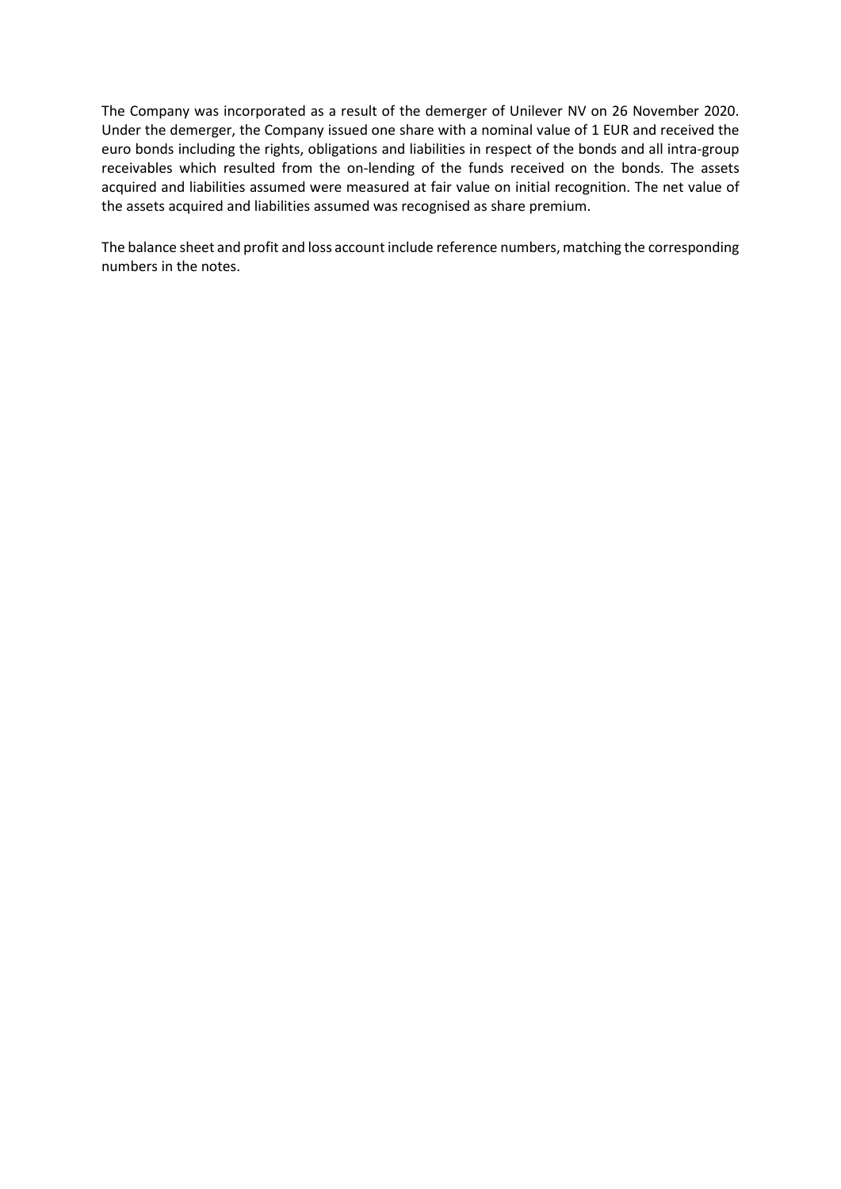The Company was incorporated as a result of the demerger of Unilever NV on 26 November 2020. Under the demerger, the Company issued one share with a nominal value of 1 EUR and received the euro bonds including the rights, obligations and liabilities in respect of the bonds and all intra-group receivables which resulted from the on-lending of the funds received on the bonds. The assets acquired and liabilities assumed were measured at fair value on initial recognition. The net value of the assets acquired and liabilities assumed was recognised as share premium.

The balance sheet and profit and loss account include reference numbers, matching the corresponding numbers in the notes.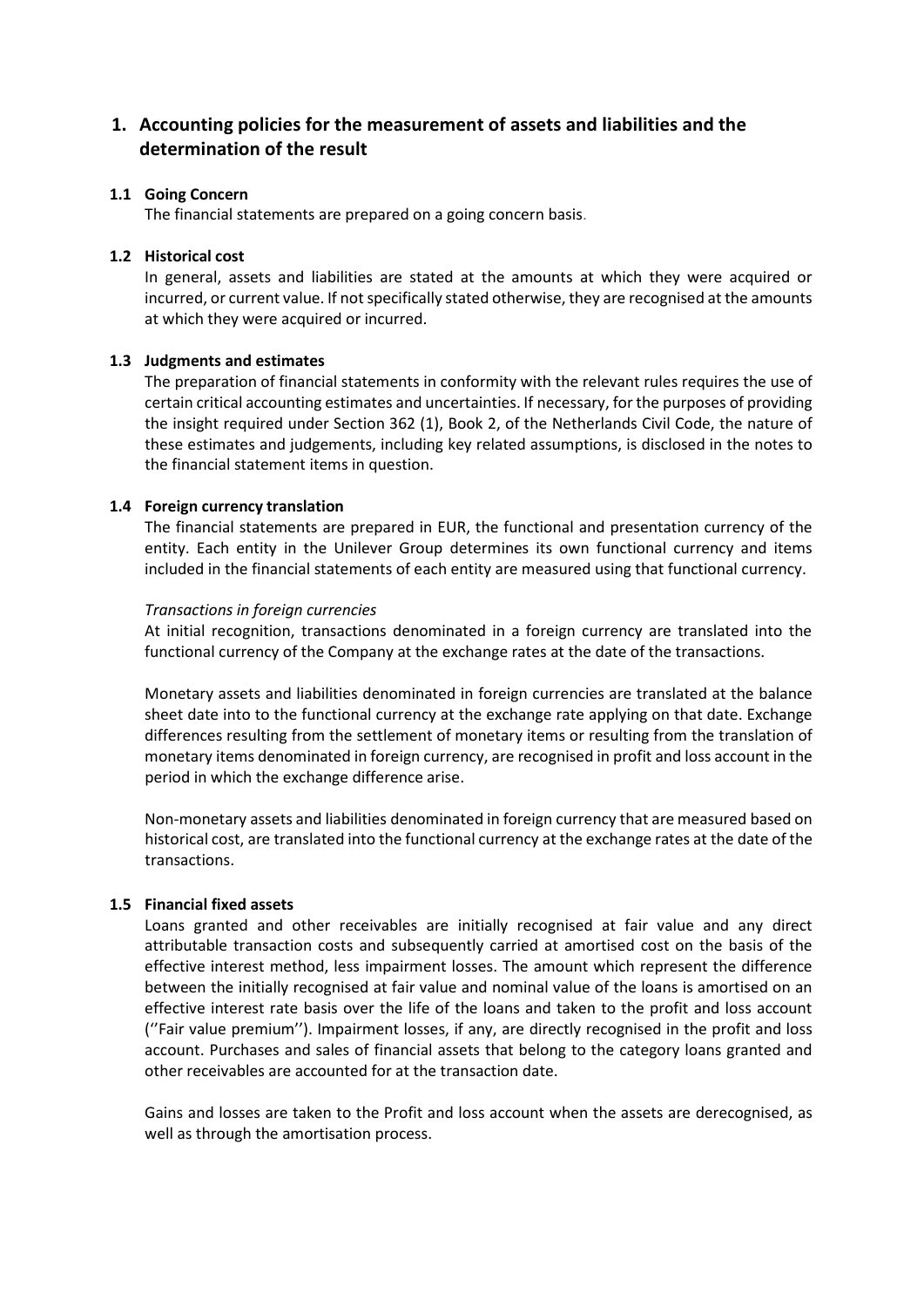# 1. Accounting policies for the measurement of assets and liabilities and the determination of the result

## 1.1 Going Concern

The financial statements are prepared on a going concern basis.

## 1.2 Historical cost

In general, assets and liabilities are stated at the amounts at which they were acquired or incurred, or current value. If not specifically stated otherwise, they are recognised at the amounts at which they were acquired or incurred.

## 1.3 Judgments and estimates

The preparation of financial statements in conformity with the relevant rules requires the use of certain critical accounting estimates and uncertainties. If necessary, for the purposes of providing the insight required under Section 362 (1), Book 2, of the Netherlands Civil Code, the nature of these estimates and judgements, including key related assumptions, is disclosed in the notes to the financial statement items in question.

## 1.4 Foreign currency translation

The financial statements are prepared in EUR, the functional and presentation currency of the entity. Each entity in the Unilever Group determines its own functional currency and items included in the financial statements of each entity are measured using that functional currency.

*Transactions in foreign currencies*

At initial recognition, transactions denominated in a foreign currency are translated into the functional currency of the Company at the exchange rates at the date of the transactions.

Monetary assets and liabilities denominated in foreign currencies are translated at the balance sheet date into to the functional currency at the exchange rate applying on that date. Exchange differences resulting from the settlement of monetary items or resulting from the translation of monetary items denominated in foreign currency, are recognised in profit and loss account in the period in which the exchange difference arise.

Non-monetary assets and liabilities denominated in foreign currency that are measured based on historical cost, are translated into the functional currency at the exchange rates at the date of the transactions.

## 1.5 Financial fixed assets

Loans granted and other receivables are initially recognised at fair value and any direct attributable transaction costs and subsequently carried at amortised cost on the basis of the effective interest method, less impairment losses. The amount which represent the difference between the initially recognised at fair value and nominal value of the loans is amortised on an effective interest rate basis over the life of the loans and taken to the profit and loss account (''Fair value premium''). Impairment losses, if any, are directly recognised in the profit and loss account. Purchases and sales of financial assets that belong to the category loans granted and other receivables are accounted for at the transaction date.

Gains and losses are taken to the Profit and loss account when the assets are derecognised, as well as through the amortisation process.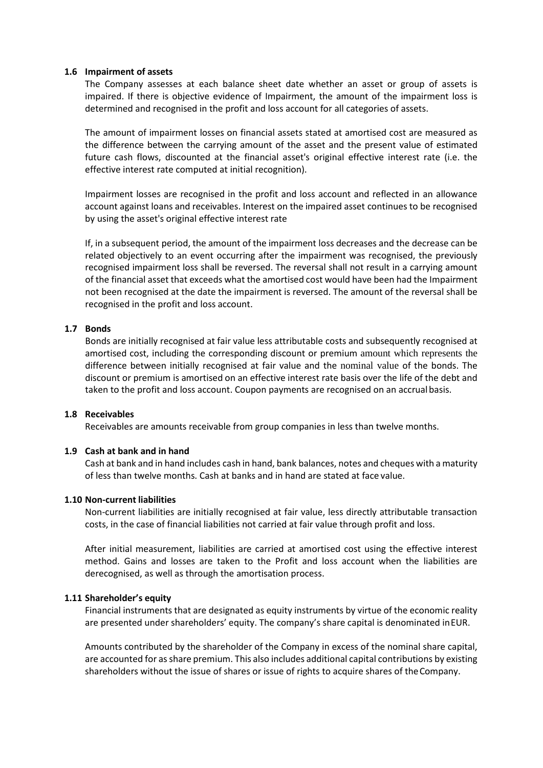### 1.6 Impairment of assets

The Company assesses at each balance sheet date whether an asset or group of assets is impaired. If there is objective evidence of Impairment, the amount of the impairment loss is determined and recognised in the profit and loss account for all categories of assets.

The amount of impairment losses on financial assets stated at amortised cost are measured as the difference between the carrying amount of the asset and the present value of estimated future cash flows, discounted at the financial asset's original effective interest rate (i.e. the effective interest rate computed at initial recognition).

Impairment losses are recognised in the profit and loss account and reflected in an allowance account against loans and receivables. Interest on the impaired asset continues to be recognised by using the asset's original effective interest rate

If, in a subsequent period, the amount of the impairment loss decreases and the decrease can be related objectively to an event occurring after the impairment was recognised, the previously recognised impairment loss shall be reversed. The reversal shall not result in a carrying amount of the financial asset that exceeds what the amortised cost would have been had the Impairment not been recognised at the date the impairment is reversed. The amount of the reversal shall be recognised in the profit and loss account.

### 1.7 Bonds

Bonds are initially recognised at fair value less attributable costs and subsequently recognised at amortised cost, including the corresponding discount or premium amount which represents the difference between initially recognised at fair value and the nominal value of the bonds. The discount or premium is amortised on an effective interest rate basis over the life of the debt and taken to the profit and loss account. Coupon payments are recognised on an accrual basis.

### 1.8 Receivables

Receivables are amounts receivable from group companies in less than twelve months.

### 1.9 Cash at bank and in hand

Cash at bank and in hand includes cash in hand, bank balances, notes and cheques with a maturity of less than twelve months. Cash at banks and in hand are stated at face value.

### 1.10 Non-current liabilities

Non-current liabilities are initially recognised at fair value, less directly attributable transaction costs, in the case of financial liabilities not carried at fair value through profit and loss.

After initial measurement, liabilities are carried at amortised cost using the effective interest method. Gains and losses are taken to the Profit and loss account when the liabilities are derecognised, as well as through the amortisation process.

### 1.11 Shareholder's equity

Financial instruments that are designated as equity instruments by virtue of the economic reality are presented under shareholders' equity. The company's share capital is denominated in EUR.

Amounts contributed by the shareholder of the Company in excess of the nominal share capital, are accounted for as share premium. This also includes additional capital contributions by existing shareholders without the issue of shares or issue of rights to acquire shares of the Company.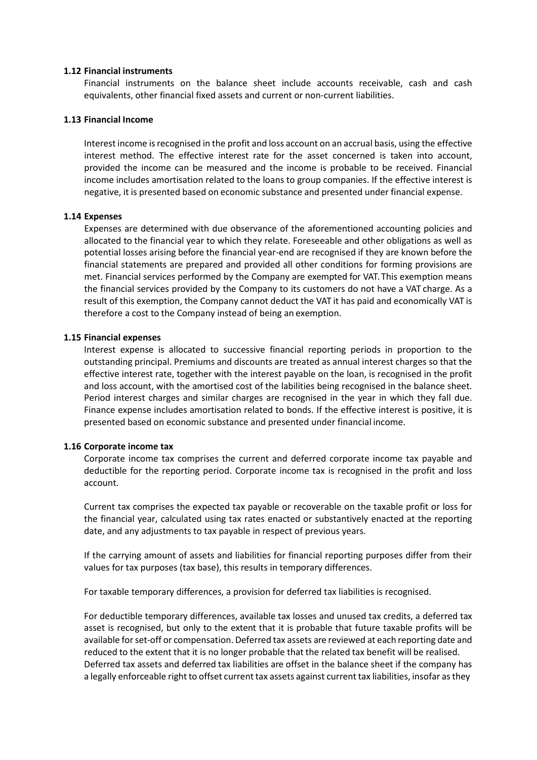### 1.12 Financial instruments

Financial instruments on the balance sheet include accounts receivable, cash and cash equivalents, other financial fixed assets and current or non-current liabilities.

### 1.13 Financial Income

Interest income is recognised in the profit and loss account on an accrual basis, using the effective interest method. The effective interest rate for the asset concerned is taken into account, provided the income can be measured and the income is probable to be received. Financial income includes amortisation related to the loans to group companies. If the effective interest is negative, it is presented based on economic substance and presented under financial expense.

### 1.14 Expenses

Expenses are determined with due observance of the aforementioned accounting policies and allocated to the financial year to which they relate. Foreseeable and other obligations as well as potential losses arising before the financial year-end are recognised if they are known before the financial statements are prepared and provided all other conditions for forming provisions are met. Financial services performed by the Company are exempted for VAT. This exemption means the financial services provided by the Company to its customers do not have a VAT charge. As a result of this exemption, the Company cannot deduct the VAT it has paid and economically VAT is therefore a cost to the Company instead of being an exemption.

### 1.15 Financial expenses

Interest expense is allocated to successive financial reporting periods in proportion to the outstanding principal. Premiums and discounts are treated as annual interest charges so that the effective interest rate, together with the interest payable on the loan, is recognised in the profit and loss account, with the amortised cost of the labilities being recognised in the balance sheet. Period interest charges and similar charges are recognised in the year in which they fall due. Finance expense includes amortisation related to bonds. If the effective interest is positive, it is presented based on economic substance and presented under financial income.

### 1.16 Corporate income tax

Corporate income tax comprises the current and deferred corporate income tax payable and deductible for the reporting period. Corporate income tax is recognised in the profit and loss account.

Current tax comprises the expected tax payable or recoverable on the taxable profit or loss for the financial year, calculated using tax rates enacted or substantively enacted at the reporting date, and any adjustments to tax payable in respect of previous years.

If the carrying amount of assets and liabilities for financial reporting purposes differ from their values for tax purposes (tax base), this results in temporary differences.

For taxable temporary differences, a provision for deferred tax liabilities is recognised.

For deductible temporary differences, available tax losses and unused tax credits, a deferred tax asset is recognised, but only to the extent that it is probable that future taxable profits will be available for set-off or compensation. Deferred tax assets are reviewed at each reporting date and reduced to the extent that it is no longer probable that the related tax benefit will be realised.
Deferred tax assets and deferred tax liabilities are offset in the balance sheet if the company has a legally enforceable right to offset current tax assets against current tax liabilities, insofar as they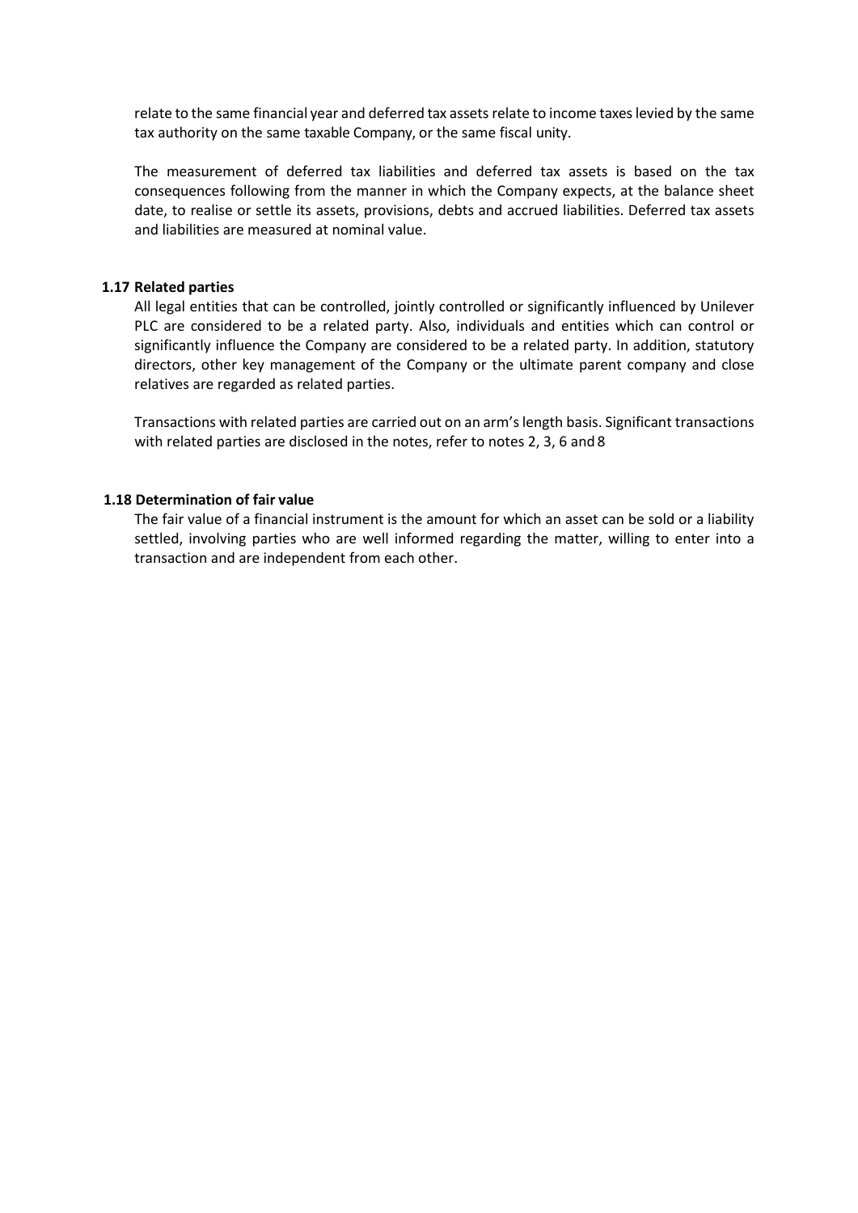relate to the same financial year and deferred tax assets relate to income taxes levied by the same tax authority on the same taxable Company, or the same fiscal unity.

The measurement of deferred tax liabilities and deferred tax assets is based on the tax consequences following from the manner in which the Company expects, at the balance sheet date, to realise or settle its assets, provisions, debts and accrued liabilities. Deferred tax assets and liabilities are measured at nominal value.

### 1.17 Related parties

All legal entities that can be controlled, jointly controlled or significantly influenced by Unilever PLC are considered to be a related party. Also, individuals and entities which can control or significantly influence the Company are considered to be a related party. In addition, statutory directors, other key management of the Company or the ultimate parent company and close relatives are regarded as related parties.

Transactions with related parties are carried out on an arm's length basis. Significant transactions with related parties are disclosed in the notes, refer to notes 2, 3, 6 and 8

### 1.18 Determination of fair value

The fair value of a financial instrument is the amount for which an asset can be sold or a liability settled, involving parties who are well informed regarding the matter, willing to enter into a transaction and are independent from each other.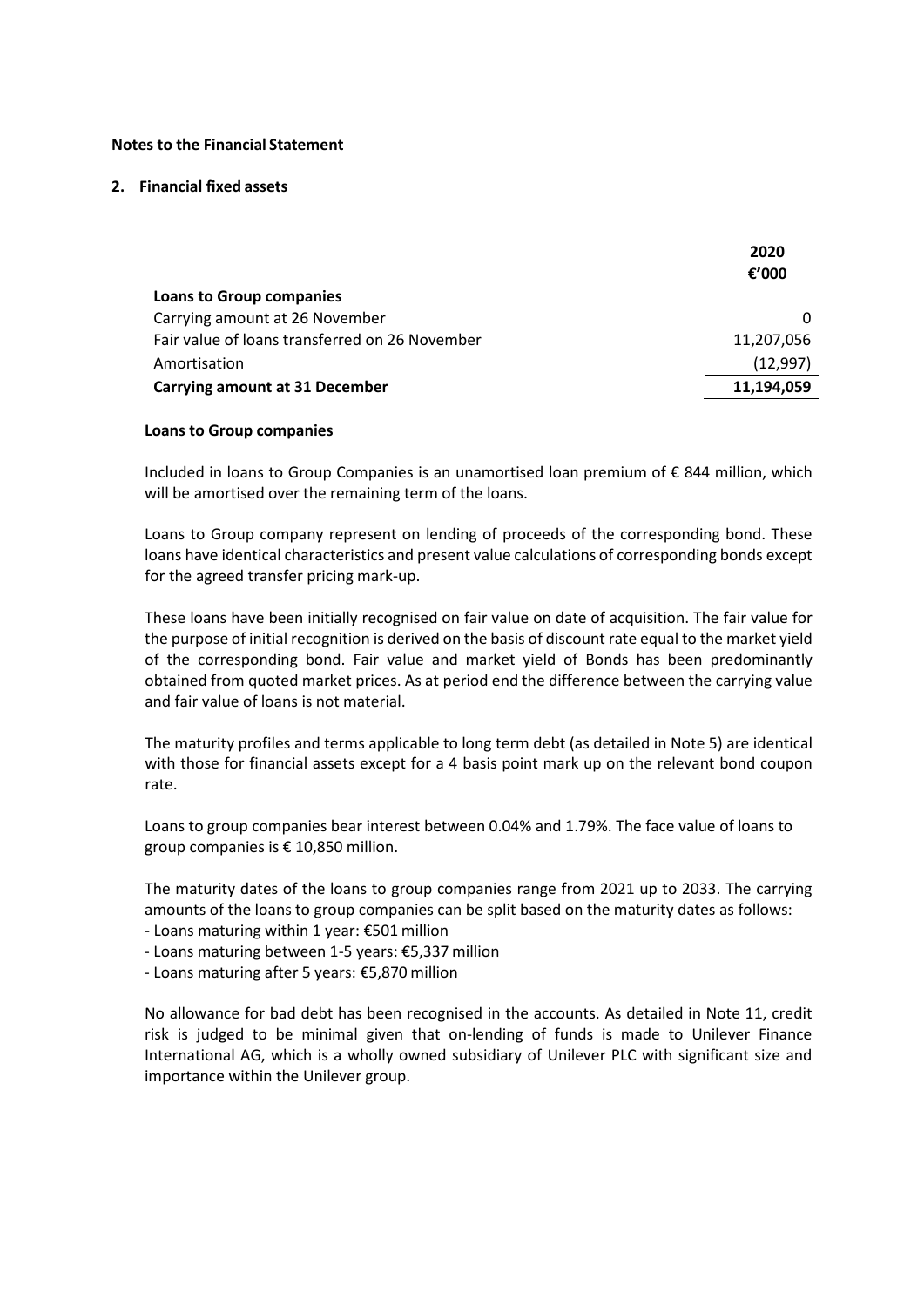**Notes to the Financial Statement**

**2. Financial fixed assets**

| | **2020** |
|---|---|
| | **€'000** |
| **Loans to Group companies** | |
| Carrying amount at 26 November | 0 |
| Fair value of loans transferred on 26 November | 11,207,056 |
| Amortisation | (12,997) |
| **Carrying amount at 31 December** | **11,194,059** |

**Loans to Group companies**

Included in loans to Group Companies is an unamortised loan premium of € 844 million, which will be amortised over the remaining term of the loans.

Loans to Group company represent on lending of proceeds of the corresponding bond. These loans have identical characteristics and present value calculations of corresponding bonds except for the agreed transfer pricing mark-up.

These loans have been initially recognised on fair value on date of acquisition. The fair value for the purpose of initial recognition is derived on the basis of discount rate equal to the market yield of the corresponding bond. Fair value and market yield of Bonds has been predominantly obtained from quoted market prices. As at period end the difference between the carrying value and fair value of loans is not material.

The maturity profiles and terms applicable to long term debt (as detailed in Note 5) are identical with those for financial assets except for a 4 basis point mark up on the relevant bond coupon rate.

Loans to group companies bear interest between 0.04% and 1.79%. The face value of loans to group companies is € 10,850 million.

The maturity dates of the loans to group companies range from 2021 up to 2033. The carrying amounts of the loans to group companies can be split based on the maturity dates as follows:

- Loans maturing within 1 year: €501 million
- Loans maturing between 1-5 years: €5,337 million
- Loans maturing after 5 years: €5,870 million

No allowance for bad debt has been recognised in the accounts. As detailed in Note 11, credit risk is judged to be minimal given that on-lending of funds is made to Unilever Finance International AG, which is a wholly owned subsidiary of Unilever PLC with significant size and importance within the Unilever group.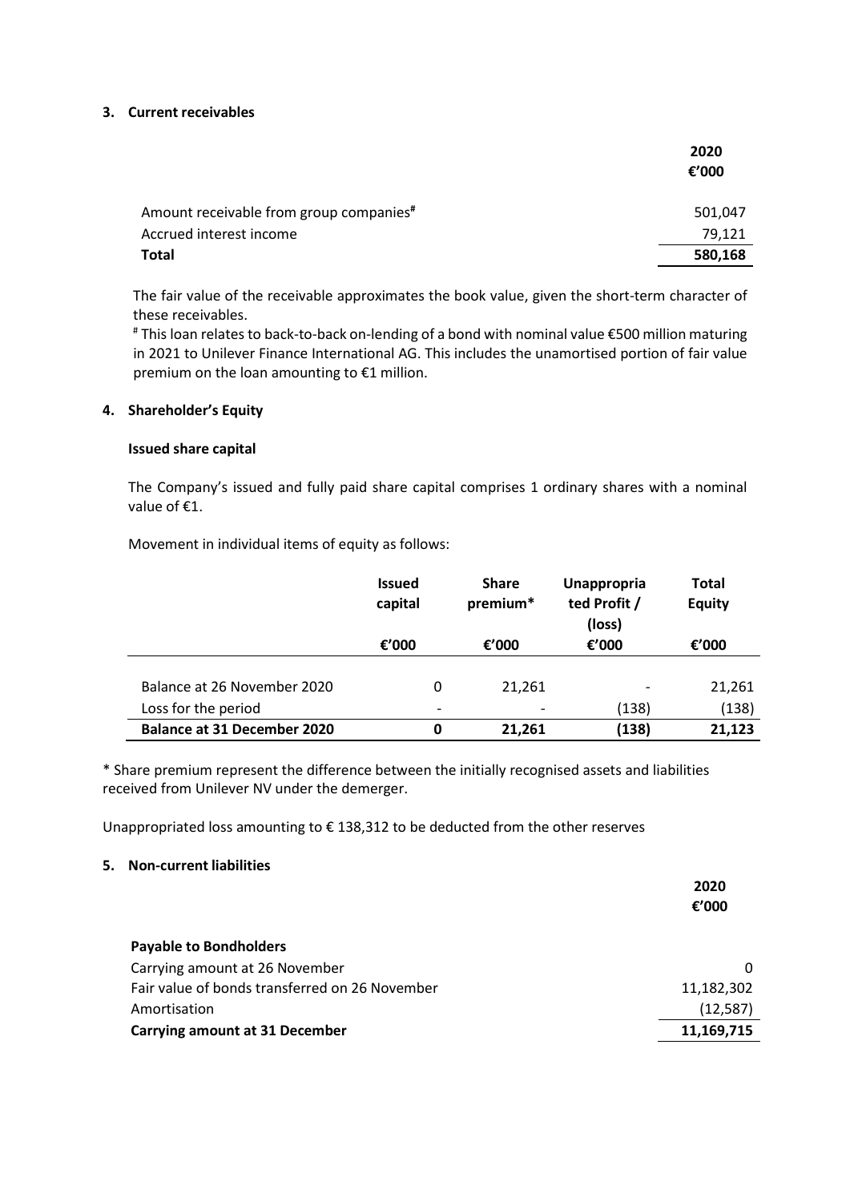### 3. Current receivables

| | 2020 €'000 |
|---|---|
| Amount receivable from group companies# | 501,047 |
| Accrued interest income | 79,121 |
| **Total** | **580,168** |

The fair value of the receivable approximates the book value, given the short-term character of these receivables.

# This loan relates to back-to-back on-lending of a bond with nominal value €500 million maturing in 2021 to Unilever Finance International AG. This includes the unamortised portion of fair value premium on the loan amounting to €1 million.

### 4. Shareholder's Equity

**Issued share capital**

The Company's issued and fully paid share capital comprises 1 ordinary shares with a nominal value of €1.

Movement in individual items of equity as follows:

| | Issued capital | Share premium* | Unappropriated Profit / (loss) | Total Equity |
|---|---|---|---|---|
| | €'000 | €'000 | €'000 | €'000 |
| Balance at 26 November 2020 | 0 | 21,261 | - | 21,261 |
| Loss for the period | - | - | (138) | (138) |
| **Balance at 31 December 2020** | **0** | **21,261** | **(138)** | **21,123** |

* Share premium represent the difference between the initially recognised assets and liabilities received from Unilever NV under the demerger.

Unappropriated loss amounting to € 138,312 to be deducted from the other reserves

### 5. Non-current liabilities

| | 2020 €'000 |
|---|---|
| **Payable to Bondholders** | |
| Carrying amount at 26 November | 0 |
| Fair value of bonds transferred on 26 November | 11,182,302 |
| Amortisation | (12,587) |
| **Carrying amount at 31 December** | **11,169,715** |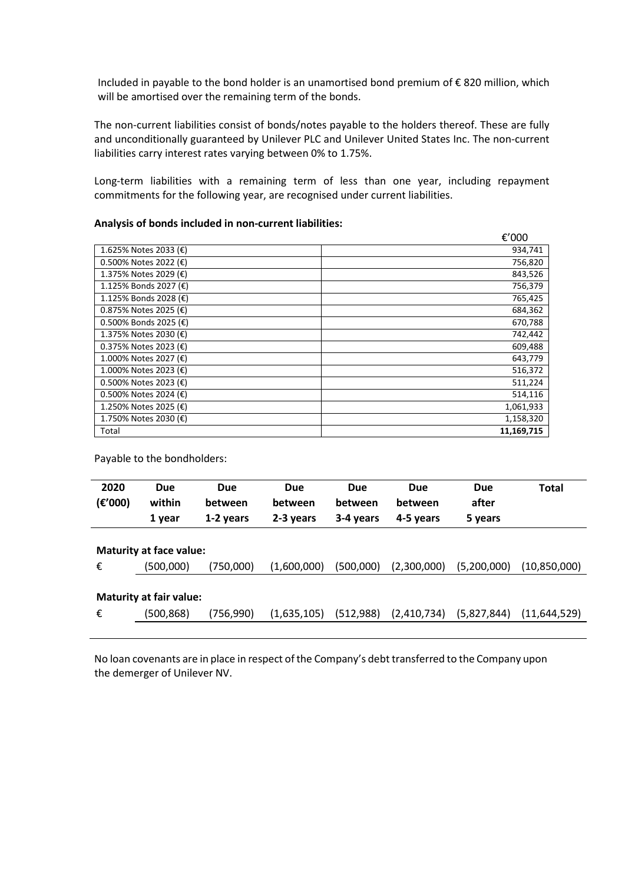Included in payable to the bond holder is an unamortised bond premium of € 820 million, which will be amortised over the remaining term of the bonds.

The non-current liabilities consist of bonds/notes payable to the holders thereof. These are fully and unconditionally guaranteed by Unilever PLC and Unilever United States Inc. The non-current liabilities carry interest rates varying between 0% to 1.75%.

Long-term liabilities with a remaining term of less than one year, including repayment commitments for the following year, are recognised under current liabilities.

**Analysis of bonds included in non-current liabilities:**

| | €'000 |
|---|---|
| 1.625% Notes 2033 (€) | 934,741 |
| 0.500% Notes 2022 (€) | 756,820 |
| 1.375% Notes 2029 (€) | 843,526 |
| 1.125% Bonds 2027 (€) | 756,379 |
| 1.125% Bonds 2028 (€) | 765,425 |
| 0.875% Notes 2025 (€) | 684,362 |
| 0.500% Bonds 2025 (€) | 670,788 |
| 1.375% Notes 2030 (€) | 742,442 |
| 0.375% Notes 2023 (€) | 609,488 |
| 1.000% Notes 2027 (€) | 643,779 |
| 1.000% Notes 2023 (€) | 516,372 |
| 0.500% Notes 2023 (€) | 511,224 |
| 0.500% Notes 2024 (€) | 514,116 |
| 1.250% Notes 2025 (€) | 1,061,933 |
| 1.750% Notes 2030 (€) | 1,158,320 |
| Total | **11,169,715** |

Payable to the bondholders:

| **2020 (€'000)** | **Due within 1 year** | **Due between 1-2 years** | **Due between 2-3 years** | **Due between 3-4 years** | **Due between 4-5 years** | **Due after 5 years** | **Total** |
|---|---|---|---|---|---|---|---|
| **Maturity at face value:** | | | | | | | |
| € | (500,000) | (750,000) | (1,600,000) | (500,000) | (2,300,000) | (5,200,000) | (10,850,000) |
| **Maturity at fair value:** | | | | | | | |
| € | (500,868) | (756,990) | (1,635,105) | (512,988) | (2,410,734) | (5,827,844) | (11,644,529) |

No loan covenants are in place in respect of the Company's debt transferred to the Company upon the demerger of Unilever NV.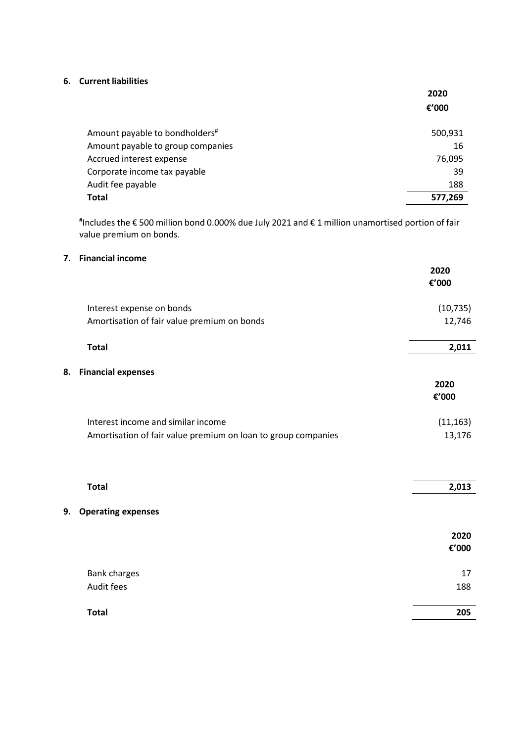## 6. Current liabilities

| | 2020 €'000 |
|---|---|
| Amount payable to bondholders# | 500,931 |
| Amount payable to group companies | 16 |
| Accrued interest expense | 76,095 |
| Corporate income tax payable | 39 |
| Audit fee payable | 188 |
| **Total** | **577,269** |

#Includes the € 500 million bond 0.000% due July 2021 and € 1 million unamortised portion of fair value premium on bonds.

## 7. Financial income

| | 2020 €'000 |
|---|---|
| Interest expense on bonds | (10,735) |
| Amortisation of fair value premium on bonds | 12,746 |
| **Total** | **2,011** |

## 8. Financial expenses

| | 2020 €'000 |
|---|---|
| Interest income and similar income | (11,163) |
| Amortisation of fair value premium on loan to group companies | 13,176 |
| **Total** | **2,013** |

## 9. Operating expenses

| | 2020 €'000 |
|---|---|
| Bank charges | 17 |
| Audit fees | 188 |
| **Total** | **205** |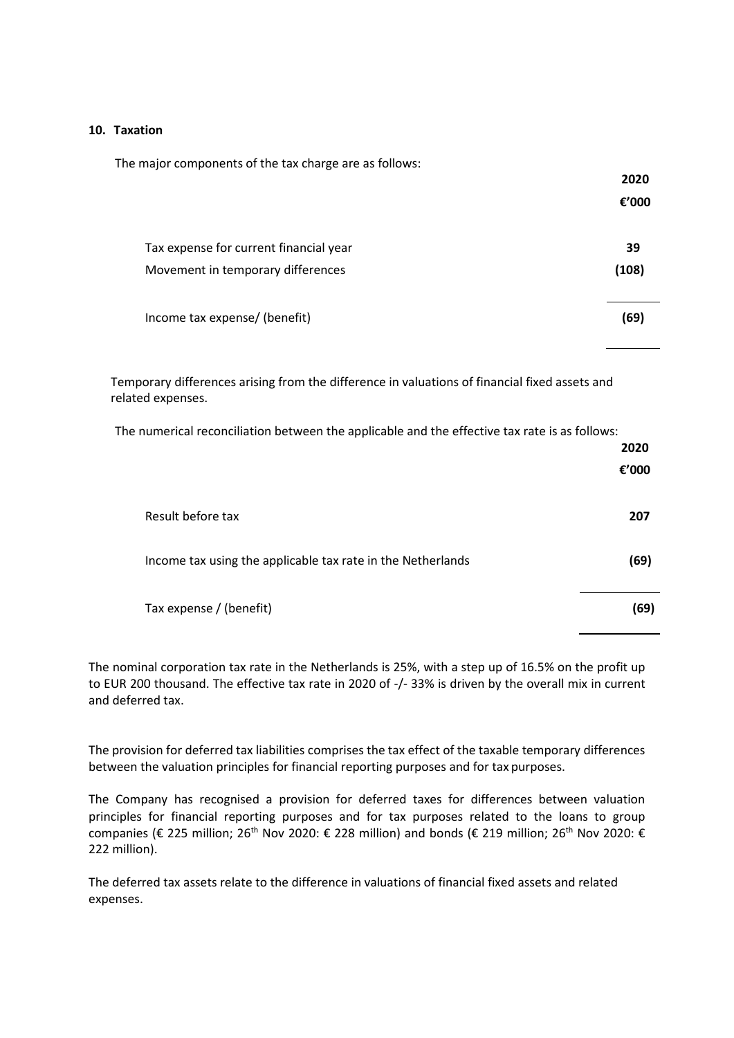## 10. Taxation

The major components of the tax charge are as follows:

| | 2020 |
|---|---|
| | €'000 |
| Tax expense for current financial year | 39 |
| Movement in temporary differences | (108) |
| Income tax expense/ (benefit) | (69) |

Temporary differences arising from the difference in valuations of financial fixed assets and related expenses.

The numerical reconciliation between the applicable and the effective tax rate is as follows:

| | 2020 |
|---|---|
| | €'000 |
| Result before tax | 207 |
| Income tax using the applicable tax rate in the Netherlands | (69) |
| Tax expense / (benefit) | (69) |

The nominal corporation tax rate in the Netherlands is 25%, with a step up of 16.5% on the profit up to EUR 200 thousand. The effective tax rate in 2020 of -/- 33% is driven by the overall mix in current and deferred tax.

The provision for deferred tax liabilities comprises the tax effect of the taxable temporary differences between the valuation principles for financial reporting purposes and for tax purposes.

The Company has recognised a provision for deferred taxes for differences between valuation principles for financial reporting purposes and for tax purposes related to the loans to group companies (€ 225 million; 26th Nov 2020: € 228 million) and bonds (€ 219 million; 26th Nov 2020: € 222 million).

The deferred tax assets relate to the difference in valuations of financial fixed assets and related expenses.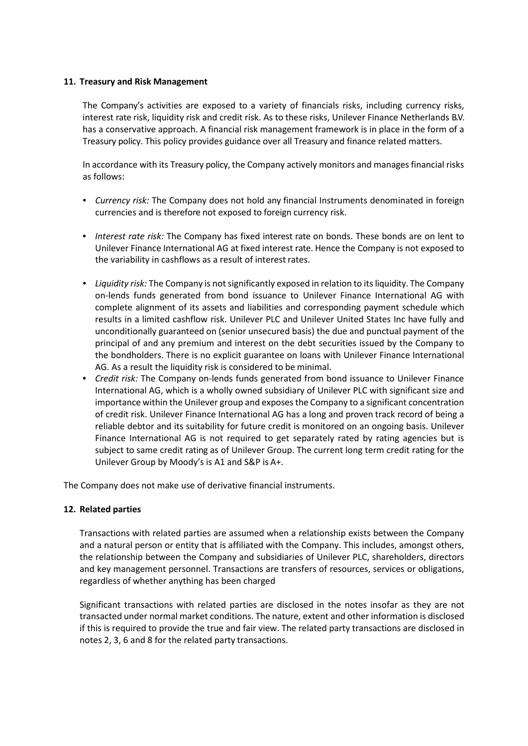## 11. Treasury and Risk Management

The Company's activities are exposed to a variety of financials risks, including currency risks, interest rate risk, liquidity risk and credit risk. As to these risks, Unilever Finance Netherlands B.V. has a conservative approach. A financial risk management framework is in place in the form of a Treasury policy. This policy provides guidance over all Treasury and finance related matters.

In accordance with its Treasury policy, the Company actively monitors and manages financial risks as follows:

- *Currency risk:* The Company does not hold any financial Instruments denominated in foreign currencies and is therefore not exposed to foreign currency risk.
- *Interest rate risk:* The Company has fixed interest rate on bonds. These bonds are on lent to Unilever Finance International AG at fixed interest rate. Hence the Company is not exposed to the variability in cashflows as a result of interest rates.
- *Liquidity risk:* The Company is not significantly exposed in relation to its liquidity. The Company on-lends funds generated from bond issuance to Unilever Finance International AG with complete alignment of its assets and liabilities and corresponding payment schedule which results in a limited cashflow risk. Unilever PLC and Unilever United States Inc have fully and unconditionally guaranteed on (senior unsecured basis) the due and punctual payment of the principal of and any premium and interest on the debt securities issued by the Company to the bondholders. There is no explicit guarantee on loans with Unilever Finance International AG. As a result the liquidity risk is considered to be minimal.
- *Credit risk:* The Company on-lends funds generated from bond issuance to Unilever Finance International AG, which is a wholly owned subsidiary of Unilever PLC with significant size and importance within the Unilever group and exposes the Company to a significant concentration of credit risk. Unilever Finance International AG has a long and proven track record of being a reliable debtor and its suitability for future credit is monitored on an ongoing basis. Unilever Finance International AG is not required to get separately rated by rating agencies but is subject to same credit rating as of Unilever Group. The current long term credit rating for the Unilever Group by Moody's is A1 and S&P is A+.

The Company does not make use of derivative financial instruments.

## 12. Related parties

Transactions with related parties are assumed when a relationship exists between the Company and a natural person or entity that is affiliated with the Company. This includes, amongst others, the relationship between the Company and subsidiaries of Unilever PLC, shareholders, directors and key management personnel. Transactions are transfers of resources, services or obligations, regardless of whether anything has been charged

Significant transactions with related parties are disclosed in the notes insofar as they are not transacted under normal market conditions. The nature, extent and other information is disclosed if this is required to provide the true and fair view. The related party transactions are disclosed in notes 2, 3, 6 and 8 for the related party transactions.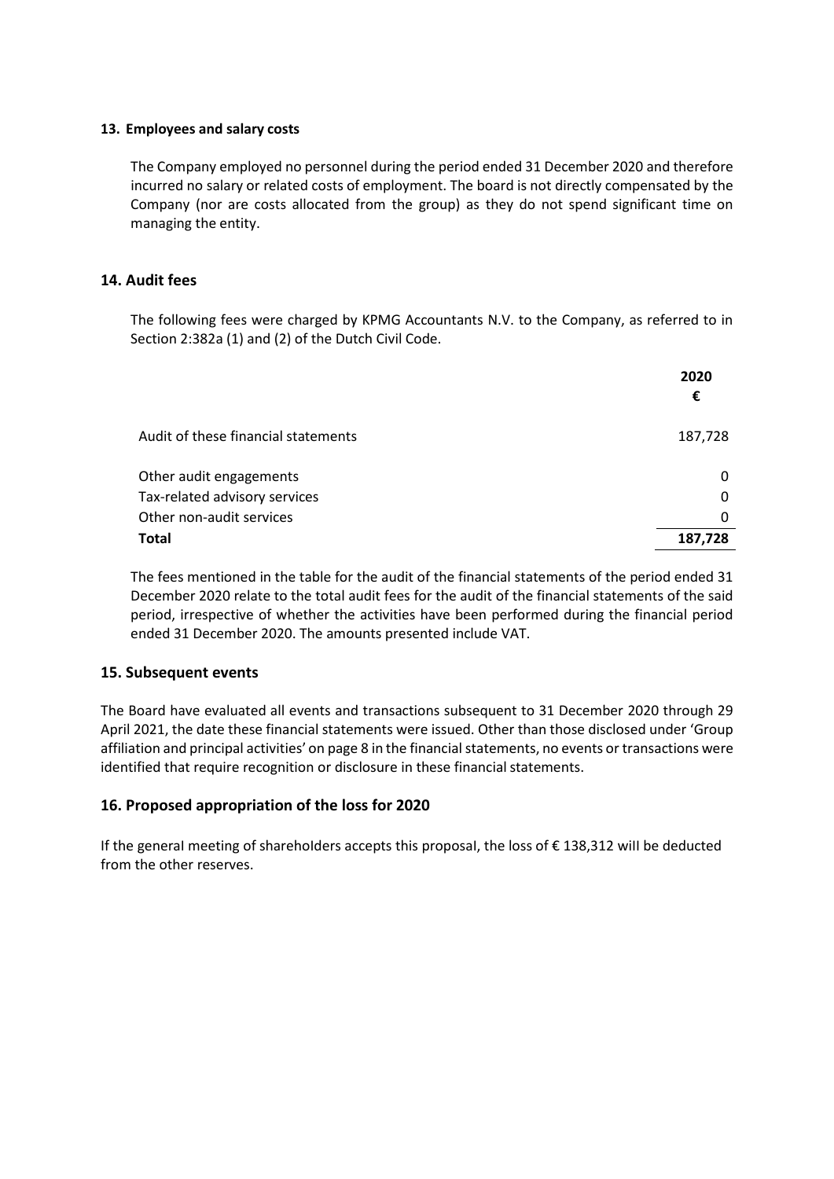### 13. Employees and salary costs

The Company employed no personnel during the period ended 31 December 2020 and therefore incurred no salary or related costs of employment. The board is not directly compensated by the Company (nor are costs allocated from the group) as they do not spend significant time on managing the entity.

### 14. Audit fees

The following fees were charged by KPMG Accountants N.V. to the Company, as referred to in Section 2:382a (1) and (2) of the Dutch Civil Code.

| | 2020 € |
|---|---|
| Audit of these financial statements | 187,728 |
| Other audit engagements | 0 |
| Tax-related advisory services | 0 |
| Other non-audit services | 0 |
| **Total** | **187,728** |

The fees mentioned in the table for the audit of the financial statements of the period ended 31 December 2020 relate to the total audit fees for the audit of the financial statements of the said period, irrespective of whether the activities have been performed during the financial period ended 31 December 2020. The amounts presented include VAT.

### 15. Subsequent events

The Board have evaluated all events and transactions subsequent to 31 December 2020 through 29 April 2021, the date these financial statements were issued. Other than those disclosed under 'Group affiliation and principal activities' on page 8 in the financial statements, no events or transactions were identified that require recognition or disclosure in these financial statements.

### 16. Proposed appropriation of the loss for 2020

If the general meeting of shareholders accepts this proposal, the loss of € 138,312 will be deducted from the other reserves.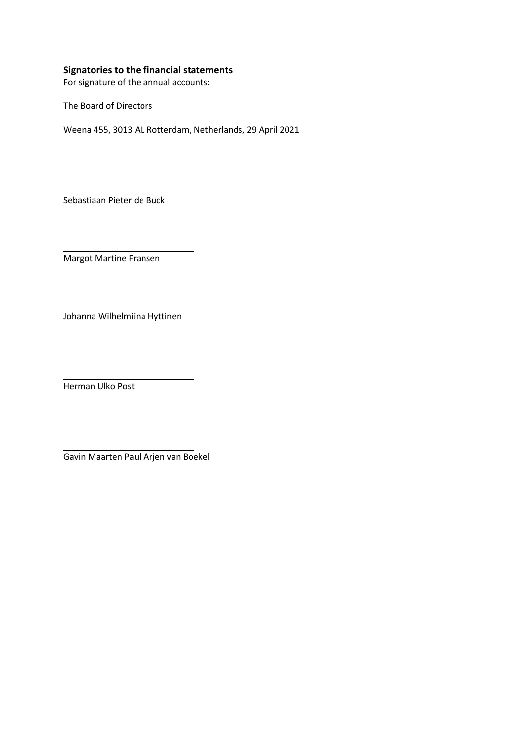**Signatories to the financial statements**

For signature of the annual accounts:

The Board of Directors

Weena 455, 3013 AL Rotterdam, Netherlands, 29 April 2021

\_\_\_\_\_\_\_\_\_\_\_\_\_\_\_\_\_\_\_\_\_\_\_\_\_\_\_\_

Sebastiaan Pieter de Buck

\_\_\_\_\_\_\_\_\_\_\_\_\_\_\_\_\_\_\_\_\_\_\_\_\_\_\_\_

Margot Martine Fransen

\_\_\_\_\_\_\_\_\_\_\_\_\_\_\_\_\_\_\_\_\_\_\_\_\_\_\_\_

Johanna Wilhelmiina Hyttinen

\_\_\_\_\_\_\_\_\_\_\_\_\_\_\_\_\_\_\_\_\_\_\_\_\_\_\_\_

Herman Ulko Post

\_\_\_\_\_\_\_\_\_\_\_\_\_\_\_\_\_\_\_\_\_\_\_\_\_\_\_\_

Gavin Maarten Paul Arjen van Boekel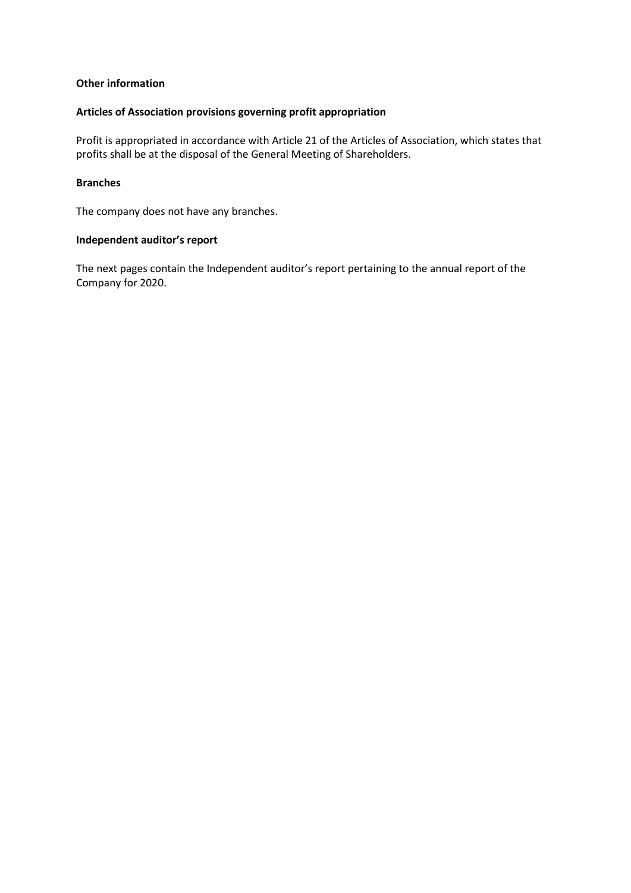## Other information

### Articles of Association provisions governing profit appropriation

Profit is appropriated in accordance with Article 21 of the Articles of Association, which states that profits shall be at the disposal of the General Meeting of Shareholders.

### Branches

The company does not have any branches.

### Independent auditor's report

The next pages contain the Independent auditor's report pertaining to the annual report of the Company for 2020.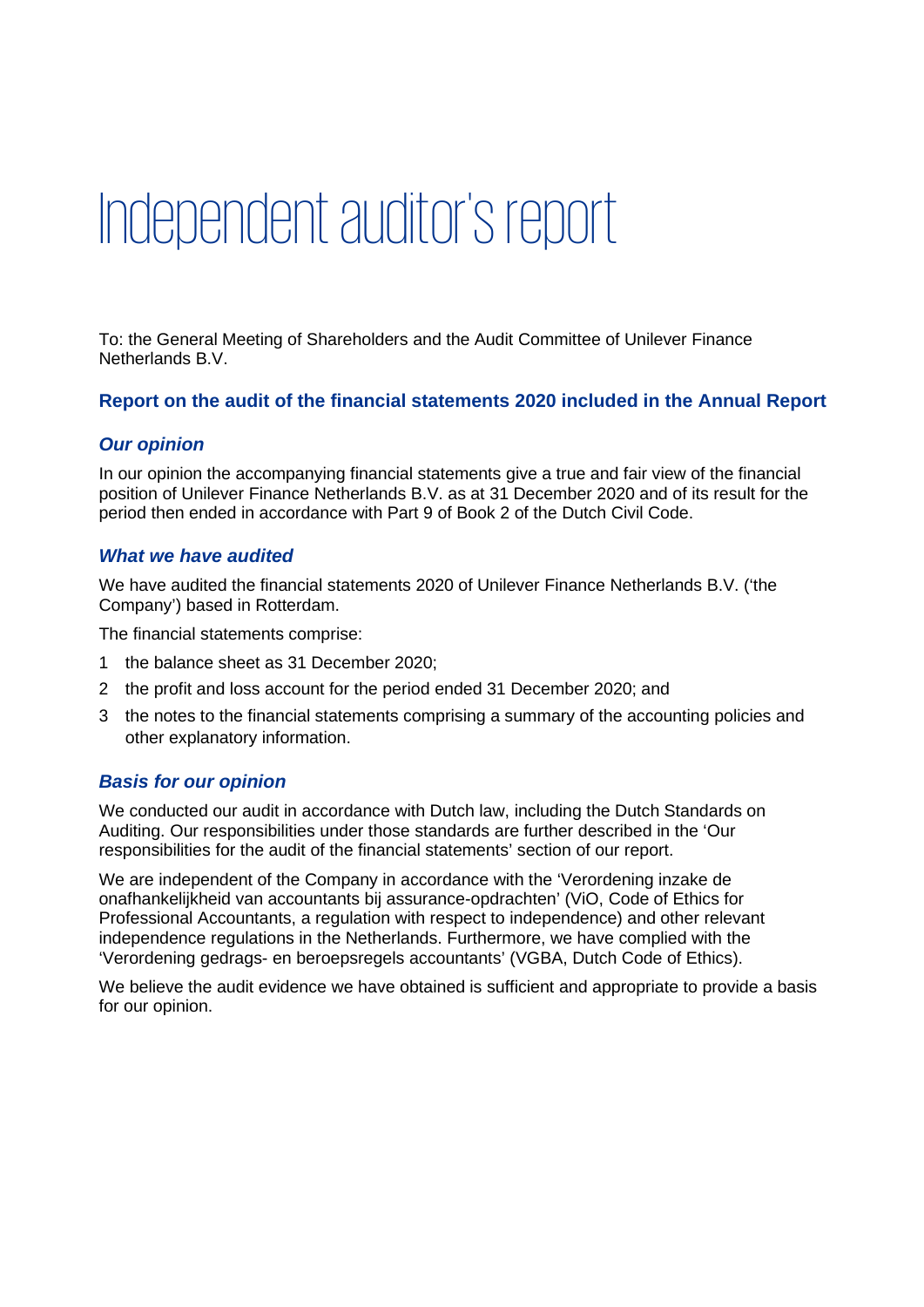# Independent auditor's report

To: the General Meeting of Shareholders and the Audit Committee of Unilever Finance Netherlands B.V.

## Report on the audit of the financial statements 2020 included in the Annual Report

### *Our opinion*

In our opinion the accompanying financial statements give a true and fair view of the financial position of Unilever Finance Netherlands B.V. as at 31 December 2020 and of its result for the period then ended in accordance with Part 9 of Book 2 of the Dutch Civil Code.

### *What we have audited*

We have audited the financial statements 2020 of Unilever Finance Netherlands B.V. ('the Company') based in Rotterdam.

The financial statements comprise:

1. the balance sheet as 31 December 2020;
2. the profit and loss account for the period ended 31 December 2020; and
3. the notes to the financial statements comprising a summary of the accounting policies and other explanatory information.

### *Basis for our opinion*

We conducted our audit in accordance with Dutch law, including the Dutch Standards on Auditing. Our responsibilities under those standards are further described in the 'Our responsibilities for the audit of the financial statements' section of our report.

We are independent of the Company in accordance with the 'Verordening inzake de onafhankelijkheid van accountants bij assurance-opdrachten' (ViO, Code of Ethics for Professional Accountants, a regulation with respect to independence) and other relevant independence regulations in the Netherlands. Furthermore, we have complied with the 'Verordening gedrags- en beroepsregels accountants' (VGBA, Dutch Code of Ethics).

We believe the audit evidence we have obtained is sufficient and appropriate to provide a basis for our opinion.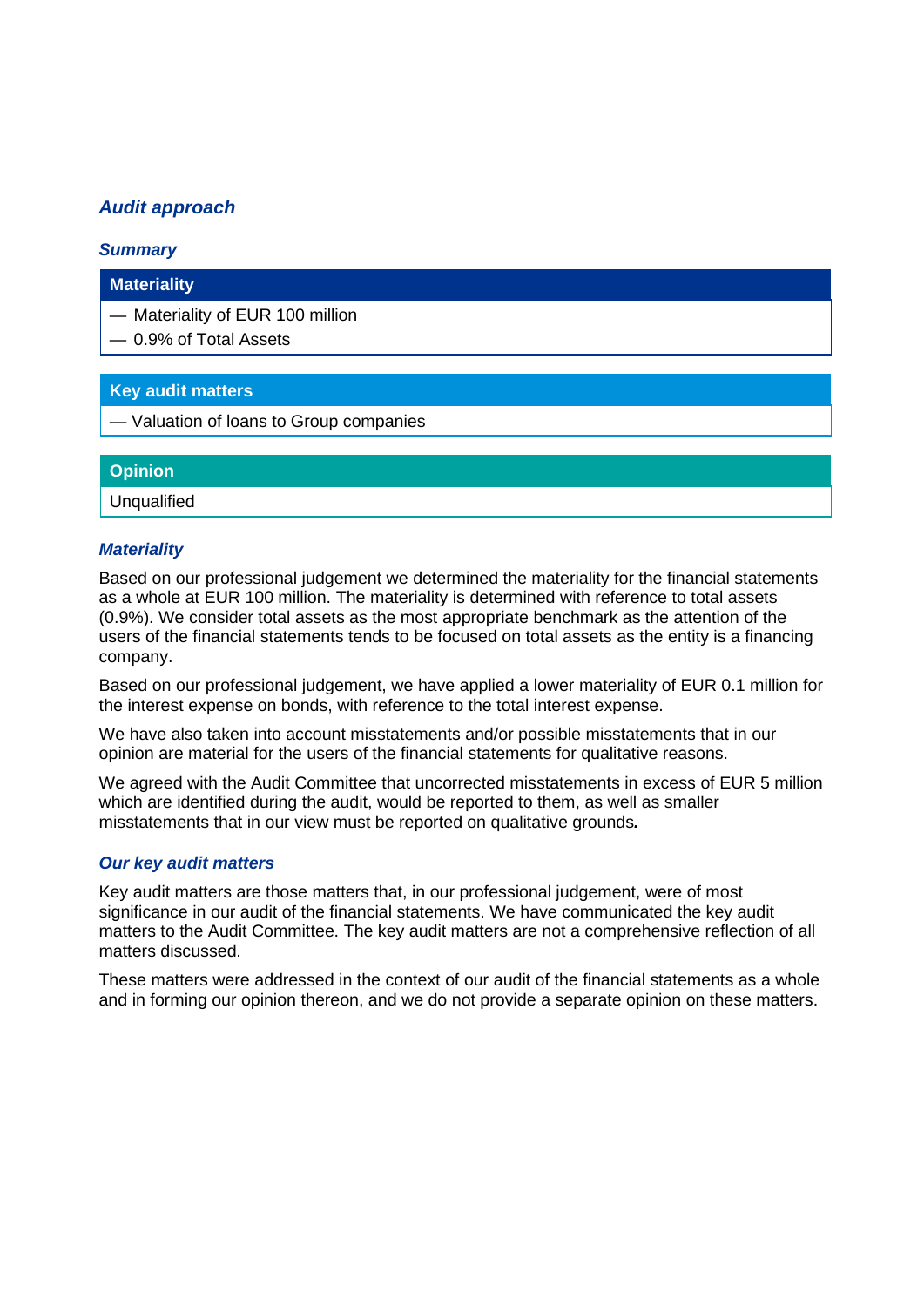## *Audit approach*

### *Summary*

| Materiality |
|---|
| — Materiality of EUR 100 million<br>— 0.9% of Total Assets |

| Key audit matters |
|---|
| — Valuation of loans to Group companies |

| Opinion |
|---|
| Unqualified |

### *Materiality*

Based on our professional judgement we determined the materiality for the financial statements as a whole at EUR 100 million. The materiality is determined with reference to total assets (0.9%). We consider total assets as the most appropriate benchmark as the attention of the users of the financial statements tends to be focused on total assets as the entity is a financing company.

Based on our professional judgement, we have applied a lower materiality of EUR 0.1 million for the interest expense on bonds, with reference to the total interest expense.

We have also taken into account misstatements and/or possible misstatements that in our opinion are material for the users of the financial statements for qualitative reasons.

We agreed with the Audit Committee that uncorrected misstatements in excess of EUR 5 million which are identified during the audit, would be reported to them, as well as smaller misstatements that in our view must be reported on qualitative grounds.

### *Our key audit matters*

Key audit matters are those matters that, in our professional judgement, were of most significance in our audit of the financial statements. We have communicated the key audit matters to the Audit Committee. The key audit matters are not a comprehensive reflection of all matters discussed.

These matters were addressed in the context of our audit of the financial statements as a whole and in forming our opinion thereon, and we do not provide a separate opinion on these matters.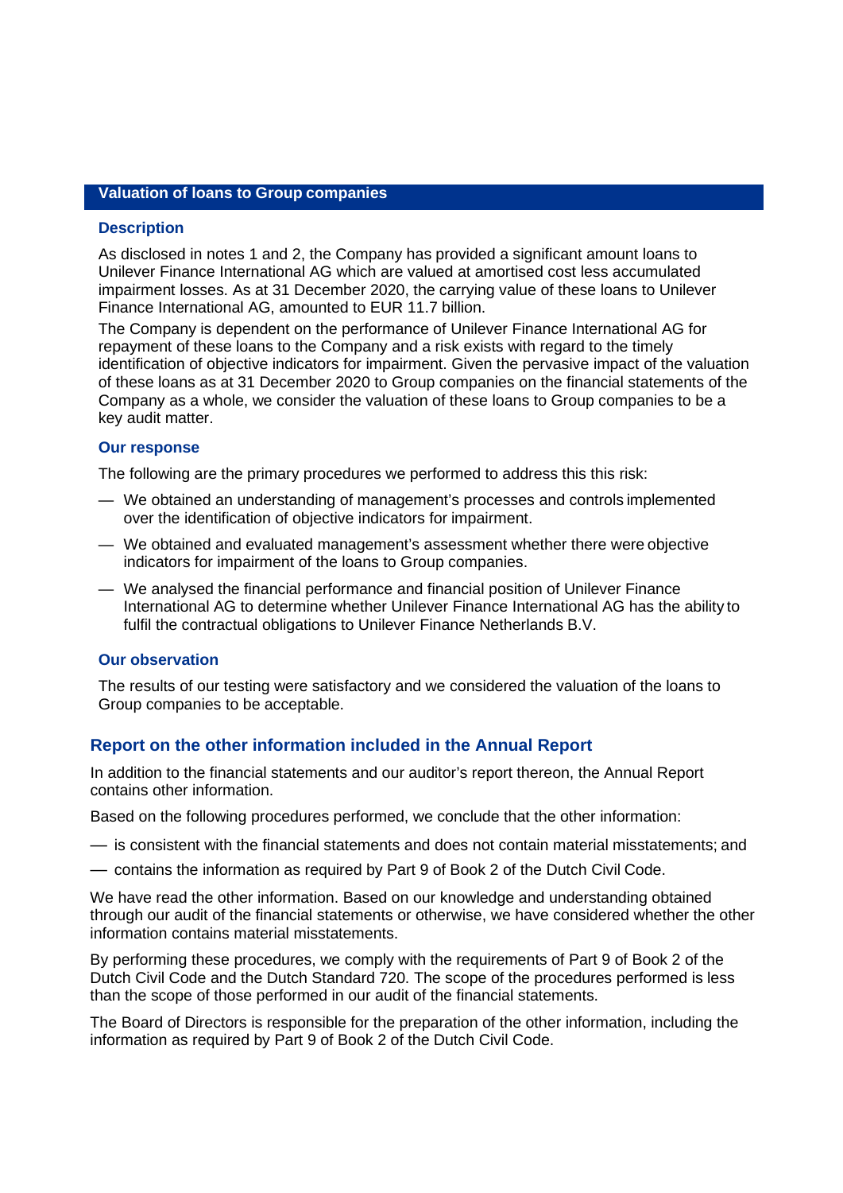### Valuation of loans to Group companies

#### Description

As disclosed in notes 1 and 2, the Company has provided a significant amount loans to Unilever Finance International AG which are valued at amortised cost less accumulated impairment losses. As at 31 December 2020, the carrying value of these loans to Unilever Finance International AG, amounted to EUR 11.7 billion.

The Company is dependent on the performance of Unilever Finance International AG for repayment of these loans to the Company and a risk exists with regard to the timely identification of objective indicators for impairment. Given the pervasive impact of the valuation of these loans as at 31 December 2020 to Group companies on the financial statements of the Company as a whole, we consider the valuation of these loans to Group companies to be a key audit matter.

#### Our response

The following are the primary procedures we performed to address this this risk:

- We obtained an understanding of management's processes and controls implemented over the identification of objective indicators for impairment.
- We obtained and evaluated management's assessment whether there were objective indicators for impairment of the loans to Group companies.
- We analysed the financial performance and financial position of Unilever Finance International AG to determine whether Unilever Finance International AG has the ability to fulfil the contractual obligations to Unilever Finance Netherlands B.V.

#### Our observation

The results of our testing were satisfactory and we considered the valuation of the loans to Group companies to be acceptable.

## Report on the other information included in the Annual Report

In addition to the financial statements and our auditor's report thereon, the Annual Report contains other information.

Based on the following procedures performed, we conclude that the other information:

- is consistent with the financial statements and does not contain material misstatements; and
- contains the information as required by Part 9 of Book 2 of the Dutch Civil Code.

We have read the other information. Based on our knowledge and understanding obtained through our audit of the financial statements or otherwise, we have considered whether the other information contains material misstatements.

By performing these procedures, we comply with the requirements of Part 9 of Book 2 of the Dutch Civil Code and the Dutch Standard 720. The scope of the procedures performed is less than the scope of those performed in our audit of the financial statements.

The Board of Directors is responsible for the preparation of the other information, including the information as required by Part 9 of Book 2 of the Dutch Civil Code.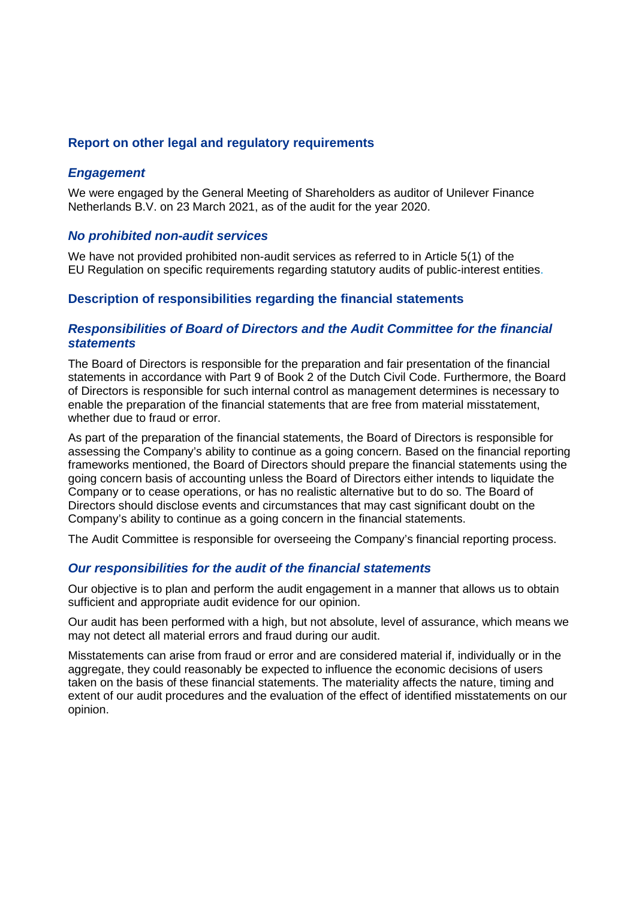## Report on other legal and regulatory requirements

### *Engagement*

We were engaged by the General Meeting of Shareholders as auditor of Unilever Finance Netherlands B.V. on 23 March 2021, as of the audit for the year 2020.

### *No prohibited non-audit services*

We have not provided prohibited non-audit services as referred to in Article 5(1) of the EU Regulation on specific requirements regarding statutory audits of public-interest entities.

## Description of responsibilities regarding the financial statements

### *Responsibilities of Board of Directors and the Audit Committee for the financial statements*

The Board of Directors is responsible for the preparation and fair presentation of the financial statements in accordance with Part 9 of Book 2 of the Dutch Civil Code. Furthermore, the Board of Directors is responsible for such internal control as management determines is necessary to enable the preparation of the financial statements that are free from material misstatement, whether due to fraud or error.

As part of the preparation of the financial statements, the Board of Directors is responsible for assessing the Company's ability to continue as a going concern. Based on the financial reporting frameworks mentioned, the Board of Directors should prepare the financial statements using the going concern basis of accounting unless the Board of Directors either intends to liquidate the Company or to cease operations, or has no realistic alternative but to do so. The Board of Directors should disclose events and circumstances that may cast significant doubt on the Company's ability to continue as a going concern in the financial statements.

The Audit Committee is responsible for overseeing the Company's financial reporting process.

### *Our responsibilities for the audit of the financial statements*

Our objective is to plan and perform the audit engagement in a manner that allows us to obtain sufficient and appropriate audit evidence for our opinion.

Our audit has been performed with a high, but not absolute, level of assurance, which means we may not detect all material errors and fraud during our audit.

Misstatements can arise from fraud or error and are considered material if, individually or in the aggregate, they could reasonably be expected to influence the economic decisions of users taken on the basis of these financial statements. The materiality affects the nature, timing and extent of our audit procedures and the evaluation of the effect of identified misstatements on our opinion.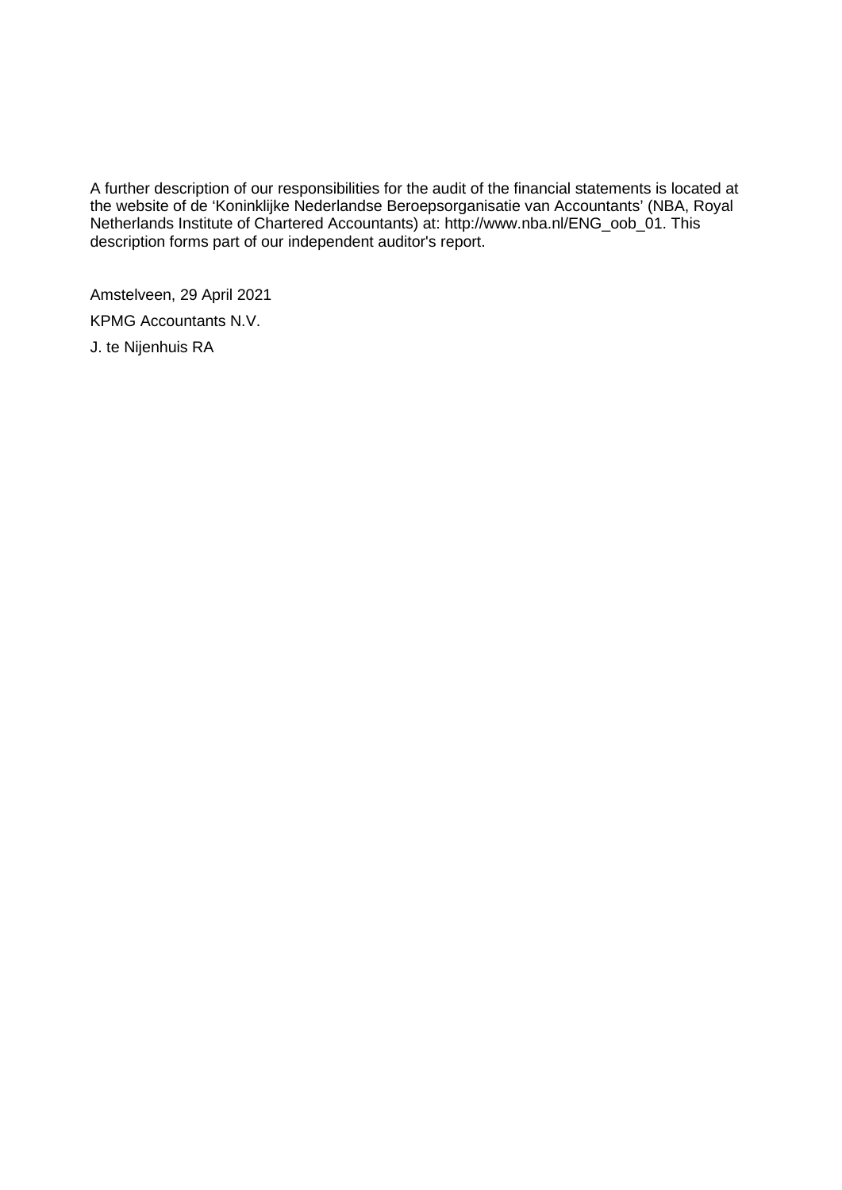A further description of our responsibilities for the audit of the financial statements is located at the website of de 'Koninklijke Nederlandse Beroepsorganisatie van Accountants' (NBA, Royal Netherlands Institute of Chartered Accountants) at: http://www.nba.nl/ENG_oob_01. This description forms part of our independent auditor's report.

Amstelveen, 29 April 2021

KPMG Accountants N.V.

J. te Nijenhuis RA